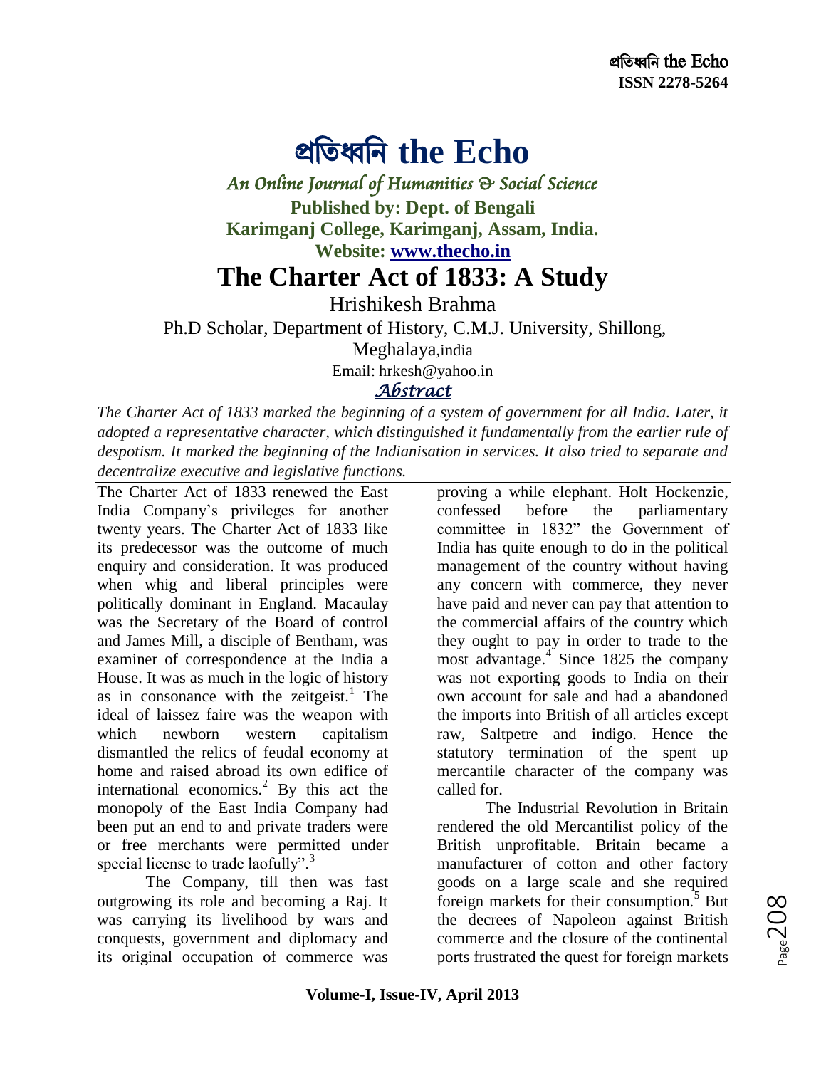# প্রতিধ্বনি the Echo

*An Online Journal of Humanities & Social Science*

**Published by: Dept. of Bengali**
**Karimganj College, Karimganj, Assam, India.**
**Website: www.thecho.in**

# The Charter Act of 1833: A Study

Hrishikesh Brahma

Ph.D Scholar, Department of History, C.M.J. University, Shillong, Meghalaya,india

Email: hrkesh@yahoo.in

## *Abstract*

*The Charter Act of 1833 marked the beginning of a system of government for all India. Later, it adopted a representative character, which distinguished it fundamentally from the earlier rule of despotism. It marked the beginning of the Indianisation in services. It also tried to separate and decentralize executive and legislative functions.*

The Charter Act of 1833 renewed the East India Company's privileges for another twenty years. The Charter Act of 1833 like its predecessor was the outcome of much enquiry and consideration. It was produced when whig and liberal principles were politically dominant in England. Macaulay was the Secretary of the Board of control and James Mill, a disciple of Bentham, was examiner of correspondence at the India a House. It was as much in the logic of history as in consonance with the zeitgeist.[1] The ideal of laissez faire was the weapon with which newborn western capitalism dismantled the relics of feudal economy at home and raised abroad its own edifice of international economics.[2] By this act the monopoly of the East India Company had been put an end to and private traders were or free merchants were permitted under special license to trade laofully".[3]

The Company, till then was fast outgrowing its role and becoming a Raj. It was carrying its livelihood by wars and conquests, government and diplomacy and its original occupation of commerce was proving a while elephant. Holt Hockenzie, confessed before the parliamentary committee in 1832" the Government of India has quite enough to do in the political management of the country without having any concern with commerce, they never have paid and never can pay that attention to the commercial affairs of the country which they ought to pay in order to trade to the most advantage.[4] Since 1825 the company was not exporting goods to India on their own account for sale and had a abandoned the imports into British of all articles except raw, Saltpetre and indigo. Hence the statutory termination of the spent up mercantile character of the company was called for.

The Industrial Revolution in Britain rendered the old Mercantilist policy of the British unprofitable. Britain became a manufacturer of cotton and other factory goods on a large scale and she required foreign markets for their consumption.[5] But the decrees of Napoleon against British commerce and the closure of the continental ports frustrated the quest for foreign markets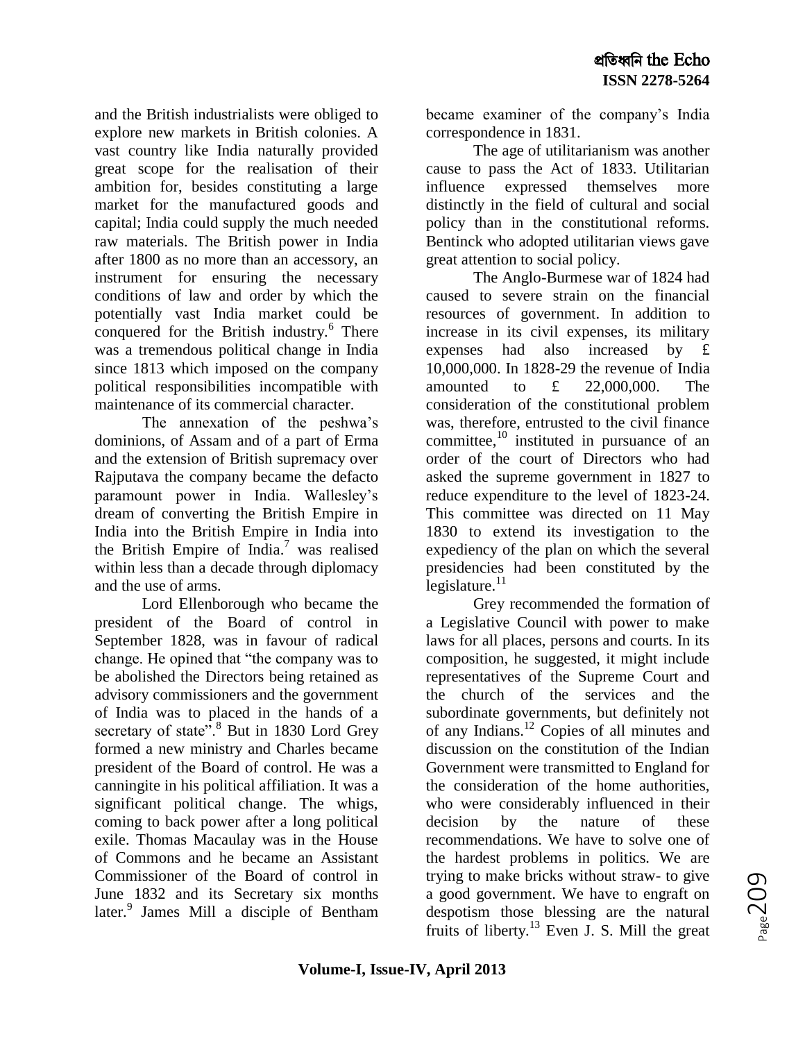and the British industrialists were obliged to explore new markets in British colonies. A vast country like India naturally provided great scope for the realisation of their ambition for, besides constituting a large market for the manufactured goods and capital; India could supply the much needed raw materials. The British power in India after 1800 as no more than an accessory, an instrument for ensuring the necessary conditions of law and order by which the potentially vast India market could be conquered for the British industry.[6] There was a tremendous political change in India since 1813 which imposed on the company political responsibilities incompatible with maintenance of its commercial character.

The annexation of the peshwa's dominions, of Assam and of a part of Erma and the extension of British supremacy over Rajputava the company became the defacto paramount power in India. Wallesley's dream of converting the British Empire in India into the British Empire in India into the British Empire of India.[7] was realised within less than a decade through diplomacy and the use of arms.

Lord Ellenborough who became the president of the Board of control in September 1828, was in favour of radical change. He opined that "the company was to be abolished the Directors being retained as advisory commissioners and the government of India was to placed in the hands of a secretary of state".[8] But in 1830 Lord Grey formed a new ministry and Charles became president of the Board of control. He was a canningite in his political affiliation. It was a significant political change. The whigs, coming to back power after a long political exile. Thomas Macaulay was in the House of Commons and he became an Assistant Commissioner of the Board of control in June 1832 and its Secretary six months later.[9] James Mill a disciple of Bentham became examiner of the company's India correspondence in 1831.

The age of utilitarianism was another cause to pass the Act of 1833. Utilitarian influence expressed themselves more distinctly in the field of cultural and social policy than in the constitutional reforms. Bentinck who adopted utilitarian views gave great attention to social policy.

The Anglo-Burmese war of 1824 had caused to severe strain on the financial resources of government. In addition to increase in its civil expenses, its military expenses had also increased by £ 10,000,000. In 1828-29 the revenue of India amounted to £ 22,000,000. The consideration of the constitutional problem was, therefore, entrusted to the civil finance committee,[10] instituted in pursuance of an order of the court of Directors who had asked the supreme government in 1827 to reduce expenditure to the level of 1823-24. This committee was directed on 11 May 1830 to extend its investigation to the expediency of the plan on which the several presidencies had been constituted by the legislature.[11]

Grey recommended the formation of a Legislative Council with power to make laws for all places, persons and courts. In its composition, he suggested, it might include representatives of the Supreme Court and the church of the services and the subordinate governments, but definitely not of any Indians.[12] Copies of all minutes and discussion on the constitution of the Indian Government were transmitted to England for the consideration of the home authorities, who were considerably influenced in their decision by the nature of these recommendations. We have to solve one of the hardest problems in politics. We are trying to make bricks without straw- to give a good government. We have to engraft on despotism those blessing are the natural fruits of liberty.[13] Even J. S. Mill the great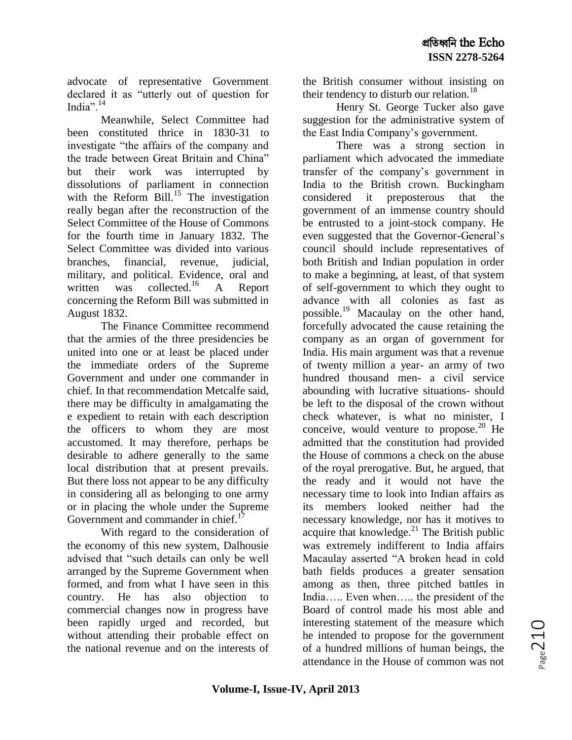advocate of representative Government declared it as "utterly out of question for India".[14]

Meanwhile, Select Committee had been constituted thrice in 1830-31 to investigate "the affairs of the company and the trade between Great Britain and China" but their work was interrupted by dissolutions of parliament in connection with the Reform Bill.[15] The investigation really began after the reconstruction of the Select Committee of the House of Commons for the fourth time in January 1832. The Select Committee was divided into various branches, financial, revenue, judicial, military, and political. Evidence, oral and written was collected.[16] A Report concerning the Reform Bill was submitted in August 1832.

The Finance Committee recommend that the armies of the three presidencies be united into one or at least be placed under the immediate orders of the Supreme Government and under one commander in chief. In that recommendation Metcalfe said, there may be difficulty in amalgamating the e expedient to retain with each description the officers to whom they are most accustomed. It may therefore, perhaps be desirable to adhere generally to the same local distribution that at present prevails. But there loss not appear to be any difficulty in considering all as belonging to one army or in placing the whole under the Supreme Government and commander in chief.[17]

With regard to the consideration of the economy of this new system, Dalhousie advised that "such details can only be well arranged by the Supreme Government when formed, and from what I have seen in this country. He has also objection to commercial changes now in progress have been rapidly urged and recorded, but without attending their probable effect on the national revenue and on the interests of the British consumer without insisting on their tendency to disturb our relation.[18]

Henry St. George Tucker also gave suggestion for the administrative system of the East India Company's government.

There was a strong section in parliament which advocated the immediate transfer of the company's government in India to the British crown. Buckingham considered it preposterous that the government of an immense country should be entrusted to a joint-stock company. He even suggested that the Governor-General's council should include representatives of both British and Indian population in order to make a beginning, at least, of that system of self-government to which they ought to advance with all colonies as fast as possible.[19] Macaulay on the other hand, forcefully advocated the cause retaining the company as an organ of government for India. His main argument was that a revenue of twenty million a year- an army of two hundred thousand men- a civil service abounding with lucrative situations- should be left to the disposal of the crown without check whatever, is what no minister, I conceive, would venture to propose.[20] He admitted that the constitution had provided the House of commons a check on the abuse of the royal prerogative. But, he argued, that the ready and it would not have the necessary time to look into Indian affairs as its members looked neither had the necessary knowledge, nor has it motives to acquire that knowledge.[21] The British public was extremely indifferent to India affairs Macaulay asserted "A broken head in cold bath fields produces a greater sensation among as then, three pitched battles in India….. Even when….. the president of the Board of control made his most able and interesting statement of the measure which he intended to propose for the government of a hundred millions of human beings, the attendance in the House of common was not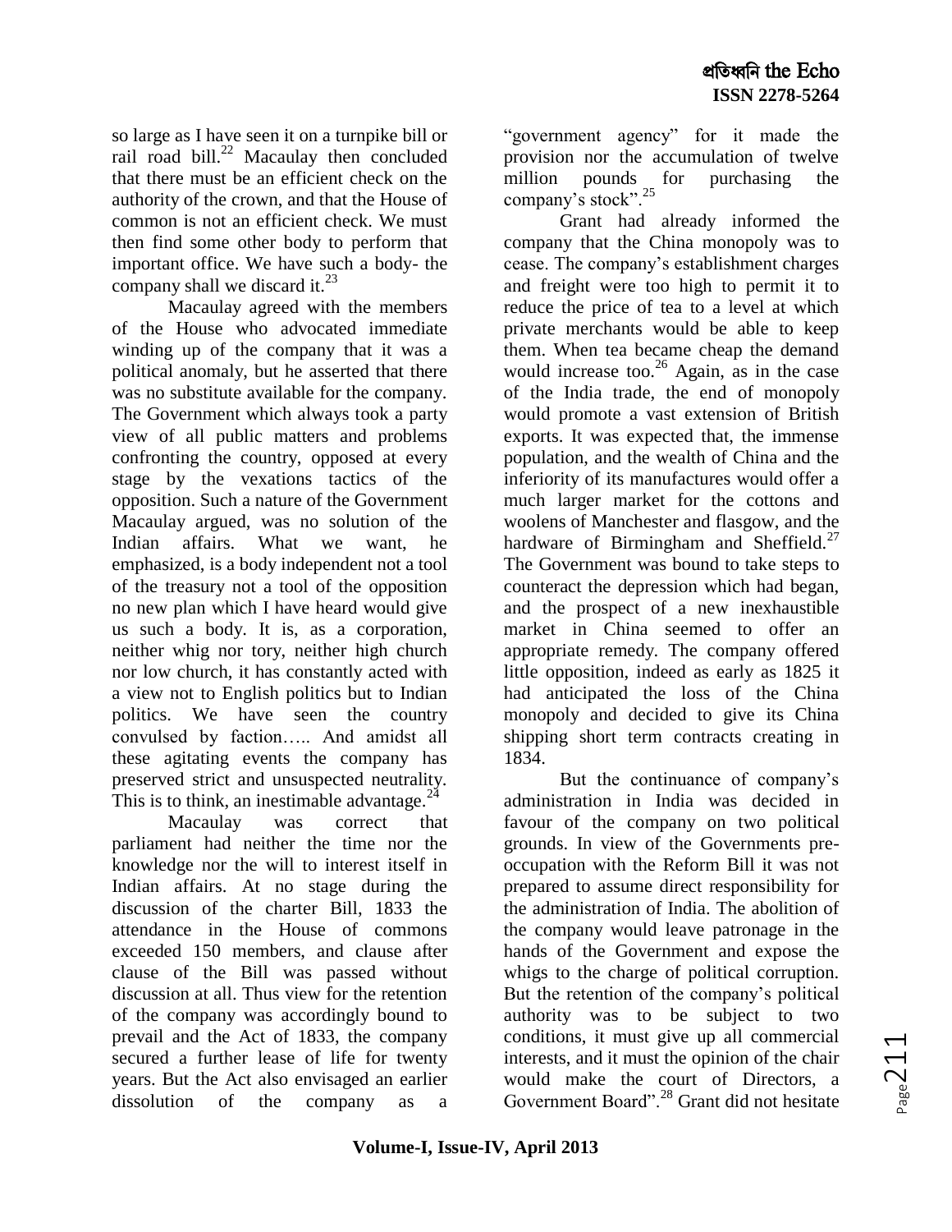so large as I have seen it on a turnpike bill or rail road bill.[22] Macaulay then concluded that there must be an efficient check on the authority of the crown, and that the House of common is not an efficient check. We must then find some other body to perform that important office. We have such a body- the company shall we discard it.[23]

Macaulay agreed with the members of the House who advocated immediate winding up of the company that it was a political anomaly, but he asserted that there was no substitute available for the company. The Government which always took a party view of all public matters and problems confronting the country, opposed at every stage by the vexations tactics of the opposition. Such a nature of the Government Macaulay argued, was no solution of the Indian affairs. What we want, he emphasized, is a body independent not a tool of the treasury not a tool of the opposition no new plan which I have heard would give us such a body. It is, as a corporation, neither whig nor tory, neither high church nor low church, it has constantly acted with a view not to English politics but to Indian politics. We have seen the country convulsed by faction….. And amidst all these agitating events the company has preserved strict and unsuspected neutrality. This is to think, an inestimable advantage.[24]

Macaulay was correct that parliament had neither the time nor the knowledge nor the will to interest itself in Indian affairs. At no stage during the discussion of the charter Bill, 1833 the attendance in the House of commons exceeded 150 members, and clause after clause of the Bill was passed without discussion at all. Thus view for the retention of the company was accordingly bound to prevail and the Act of 1833, the company secured a further lease of life for twenty years. But the Act also envisaged an earlier dissolution of the company as a "government agency" for it made the provision nor the accumulation of twelve million pounds for purchasing the company's stock".[25]

Grant had already informed the company that the China monopoly was to cease. The company's establishment charges and freight were too high to permit it to reduce the price of tea to a level at which private merchants would be able to keep them. When tea became cheap the demand would increase too.[26] Again, as in the case of the India trade, the end of monopoly would promote a vast extension of British exports. It was expected that, the immense population, and the wealth of China and the inferiority of its manufactures would offer a much larger market for the cottons and woolens of Manchester and flasgow, and the hardware of Birmingham and Sheffield.[27] The Government was bound to take steps to counteract the depression which had began, and the prospect of a new inexhaustible market in China seemed to offer an appropriate remedy. The company offered little opposition, indeed as early as 1825 it had anticipated the loss of the China monopoly and decided to give its China shipping short term contracts creating in 1834.

But the continuance of company's administration in India was decided in favour of the company on two political grounds. In view of the Governments pre-occupation with the Reform Bill it was not prepared to assume direct responsibility for the administration of India. The abolition of the company would leave patronage in the hands of the Government and expose the whigs to the charge of political corruption. But the retention of the company's political authority was to be subject to two conditions, it must give up all commercial interests, and it must the opinion of the chair would make the court of Directors, a Government Board".[28] Grant did not hesitate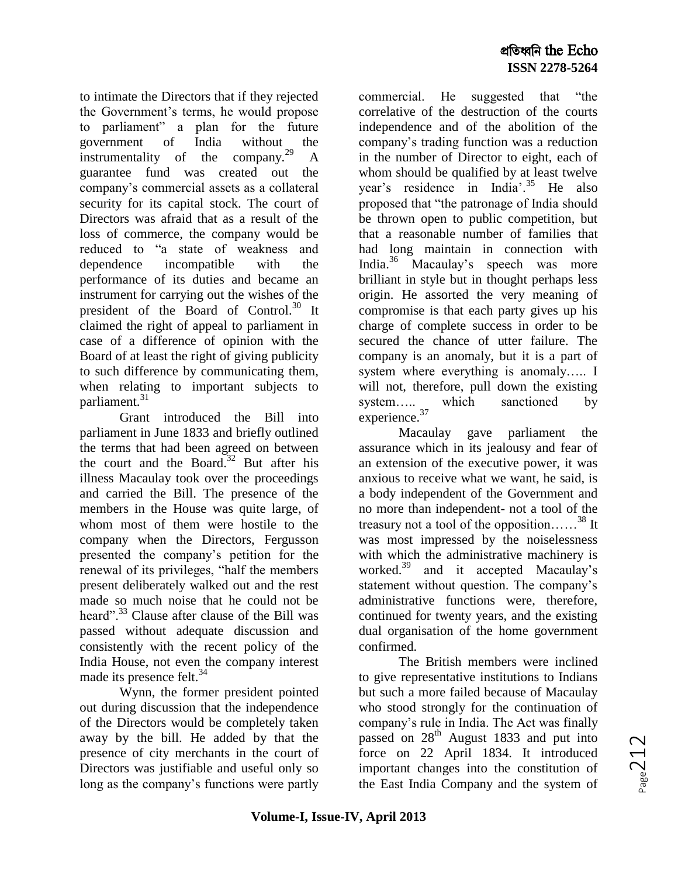to intimate the Directors that if they rejected the Government's terms, he would propose to parliament" a plan for the future government of India without the instrumentality of the company.[29] A guarantee fund was created out the company's commercial assets as a collateral security for its capital stock. The court of Directors was afraid that as a result of the loss of commerce, the company would be reduced to "a state of weakness and dependence incompatible with the performance of its duties and became an instrument for carrying out the wishes of the president of the Board of Control.[30] It claimed the right of appeal to parliament in case of a difference of opinion with the Board of at least the right of giving publicity to such difference by communicating them, when relating to important subjects to parliament.[31]

Grant introduced the Bill into parliament in June 1833 and briefly outlined the terms that had been agreed on between the court and the Board.[32] But after his illness Macaulay took over the proceedings and carried the Bill. The presence of the members in the House was quite large, of whom most of them were hostile to the company when the Directors, Fergusson presented the company's petition for the renewal of its privileges, "half the members present deliberately walked out and the rest made so much noise that he could not be heard".[33] Clause after clause of the Bill was passed without adequate discussion and consistently with the recent policy of the India House, not even the company interest made its presence felt.[34]

Wynn, the former president pointed out during discussion that the independence of the Directors would be completely taken away by the bill. He added by that the presence of city merchants in the court of Directors was justifiable and useful only so long as the company's functions were partly commercial. He suggested that "the correlative of the destruction of the courts independence and of the abolition of the company's trading function was a reduction in the number of Director to eight, each of whom should be qualified by at least twelve year's residence in India'.[35] He also proposed that "the patronage of India should be thrown open to public competition, but that a reasonable number of families that had long maintain in connection with India.[36] Macaulay's speech was more brilliant in style but in thought perhaps less origin. He assorted the very meaning of compromise is that each party gives up his charge of complete success in order to be secured the chance of utter failure. The company is an anomaly, but it is a part of system where everything is anomaly….. I will not, therefore, pull down the existing system….. which sanctioned by experience.[37]

Macaulay gave parliament the assurance which in its jealousy and fear of an extension of the executive power, it was anxious to receive what we want, he said, is a body independent of the Government and no more than independent- not a tool of the treasury not a tool of the opposition……[38] It was most impressed by the noiselessness with which the administrative machinery is worked.[39] and it accepted Macaulay's statement without question. The company's administrative functions were, therefore, continued for twenty years, and the existing dual organisation of the home government confirmed.

The British members were inclined to give representative institutions to Indians but such a more failed because of Macaulay who stood strongly for the continuation of company's rule in India. The Act was finally passed on 28th August 1833 and put into force on 22 April 1834. It introduced important changes into the constitution of the East India Company and the system of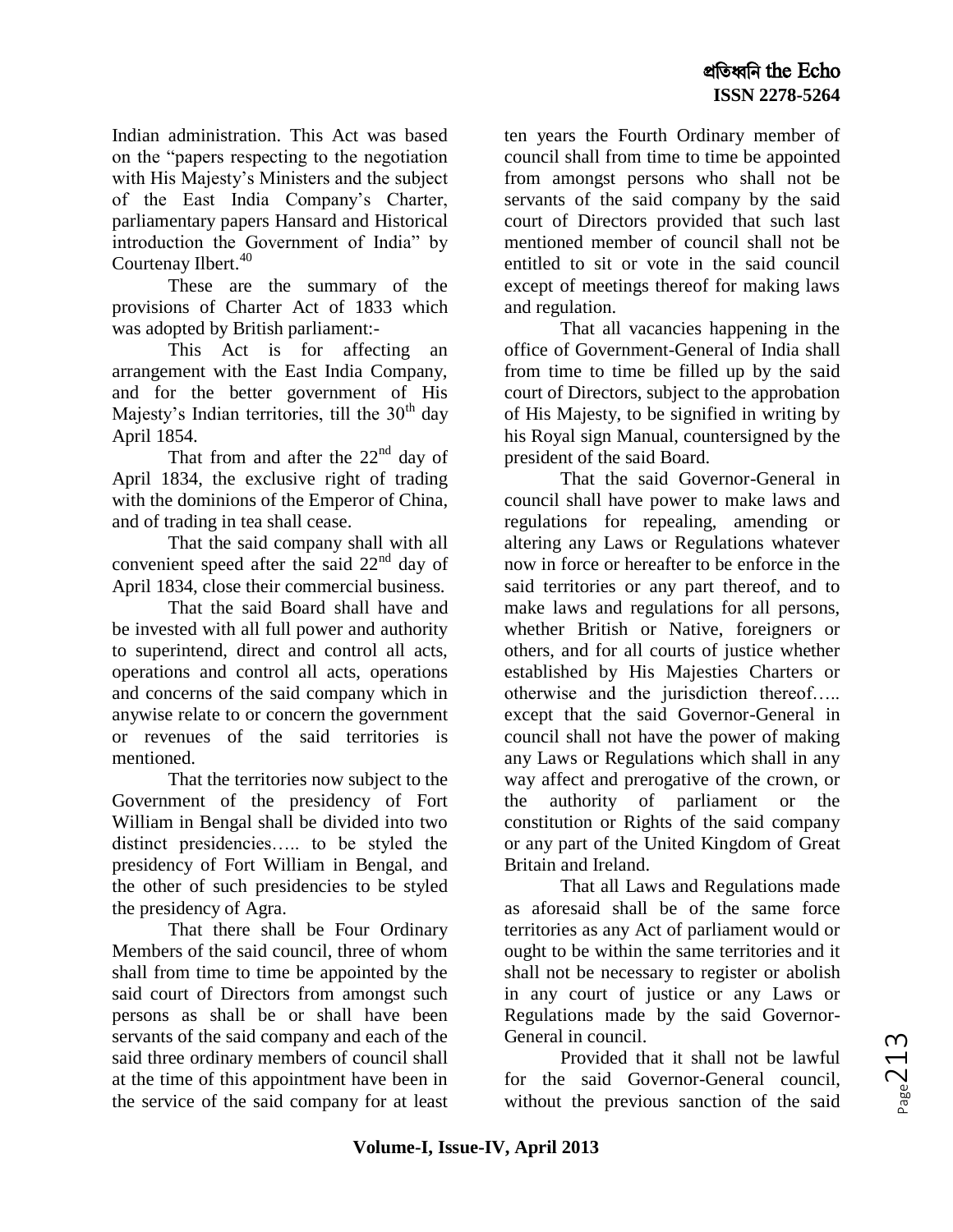Indian administration. This Act was based on the "papers respecting to the negotiation with His Majesty's Ministers and the subject of the East India Company's Charter, parliamentary papers Hansard and Historical introduction the Government of India" by Courtenay Ilbert.[40]

These are the summary of the provisions of Charter Act of 1833 which was adopted by British parliament:-

This Act is for affecting an arrangement with the East India Company, and for the better government of His Majesty's Indian territories, till the 30th day April 1854.

That from and after the 22nd day of April 1834, the exclusive right of trading with the dominions of the Emperor of China, and of trading in tea shall cease.

That the said company shall with all convenient speed after the said 22nd day of April 1834, close their commercial business.

That the said Board shall have and be invested with all full power and authority to superintend, direct and control all acts, operations and control all acts, operations and concerns of the said company which in anywise relate to or concern the government or revenues of the said territories is mentioned.

That the territories now subject to the Government of the presidency of Fort William in Bengal shall be divided into two distinct presidencies….. to be styled the presidency of Fort William in Bengal, and the other of such presidencies to be styled the presidency of Agra.

That there shall be Four Ordinary Members of the said council, three of whom shall from time to time be appointed by the said court of Directors from amongst such persons as shall be or shall have been servants of the said company and each of the said three ordinary members of council shall at the time of this appointment have been in the service of the said company for at least ten years the Fourth Ordinary member of council shall from time to time be appointed from amongst persons who shall not be servants of the said company by the said court of Directors provided that such last mentioned member of council shall not be entitled to sit or vote in the said council except of meetings thereof for making laws and regulation.

That all vacancies happening in the office of Government-General of India shall from time to time be filled up by the said court of Directors, subject to the approbation of His Majesty, to be signified in writing by his Royal sign Manual, countersigned by the president of the said Board.

That the said Governor-General in council shall have power to make laws and regulations for repealing, amending or altering any Laws or Regulations whatever now in force or hereafter to be enforce in the said territories or any part thereof, and to make laws and regulations for all persons, whether British or Native, foreigners or others, and for all courts of justice whether established by His Majesties Charters or otherwise and the jurisdiction thereof….. except that the said Governor-General in council shall not have the power of making any Laws or Regulations which shall in any way affect and prerogative of the crown, or the authority of parliament or the constitution or Rights of the said company or any part of the United Kingdom of Great Britain and Ireland.

That all Laws and Regulations made as aforesaid shall be of the same force territories as any Act of parliament would or ought to be within the same territories and it shall not be necessary to register or abolish in any court of justice or any Laws or Regulations made by the said Governor-General in council.

Provided that it shall not be lawful for the said Governor-General council, without the previous sanction of the said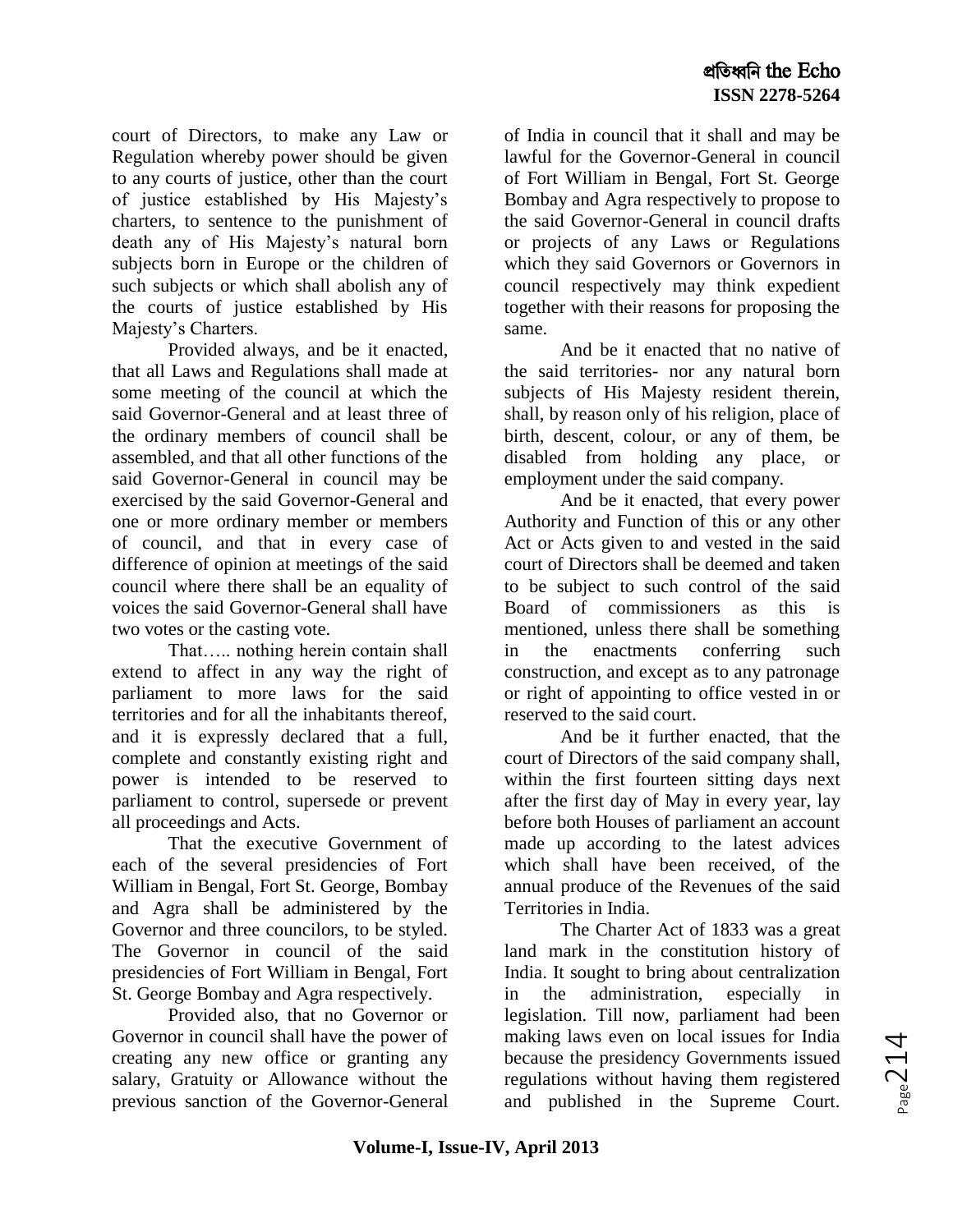court of Directors, to make any Law or Regulation whereby power should be given to any courts of justice, other than the court of justice established by His Majesty's charters, to sentence to the punishment of death any of His Majesty's natural born subjects born in Europe or the children of such subjects or which shall abolish any of the courts of justice established by His Majesty's Charters.

Provided always, and be it enacted, that all Laws and Regulations shall made at some meeting of the council at which the said Governor-General and at least three of the ordinary members of council shall be assembled, and that all other functions of the said Governor-General in council may be exercised by the said Governor-General and one or more ordinary member or members of council, and that in every case of difference of opinion at meetings of the said council where there shall be an equality of voices the said Governor-General shall have two votes or the casting vote.

That….. nothing herein contain shall extend to affect in any way the right of parliament to more laws for the said territories and for all the inhabitants thereof, and it is expressly declared that a full, complete and constantly existing right and power is intended to be reserved to parliament to control, supersede or prevent all proceedings and Acts.

That the executive Government of each of the several presidencies of Fort William in Bengal, Fort St. George, Bombay and Agra shall be administered by the Governor and three councilors, to be styled. The Governor in council of the said presidencies of Fort William in Bengal, Fort St. George Bombay and Agra respectively.

Provided also, that no Governor or Governor in council shall have the power of creating any new office or granting any salary, Gratuity or Allowance without the previous sanction of the Governor-General of India in council that it shall and may be lawful for the Governor-General in council of Fort William in Bengal, Fort St. George Bombay and Agra respectively to propose to the said Governor-General in council drafts or projects of any Laws or Regulations which they said Governors or Governors in council respectively may think expedient together with their reasons for proposing the same.

And be it enacted that no native of the said territories- nor any natural born subjects of His Majesty resident therein, shall, by reason only of his religion, place of birth, descent, colour, or any of them, be disabled from holding any place, or employment under the said company.

And be it enacted, that every power Authority and Function of this or any other Act or Acts given to and vested in the said court of Directors shall be deemed and taken to be subject to such control of the said Board of commissioners as this is mentioned, unless there shall be something in the enactments conferring such construction, and except as to any patronage or right of appointing to office vested in or reserved to the said court.

And be it further enacted, that the court of Directors of the said company shall, within the first fourteen sitting days next after the first day of May in every year, lay before both Houses of parliament an account made up according to the latest advices which shall have been received, of the annual produce of the Revenues of the said Territories in India.

The Charter Act of 1833 was a great land mark in the constitution history of India. It sought to bring about centralization in the administration, especially in legislation. Till now, parliament had been making laws even on local issues for India because the presidency Governments issued regulations without having them registered and published in the Supreme Court.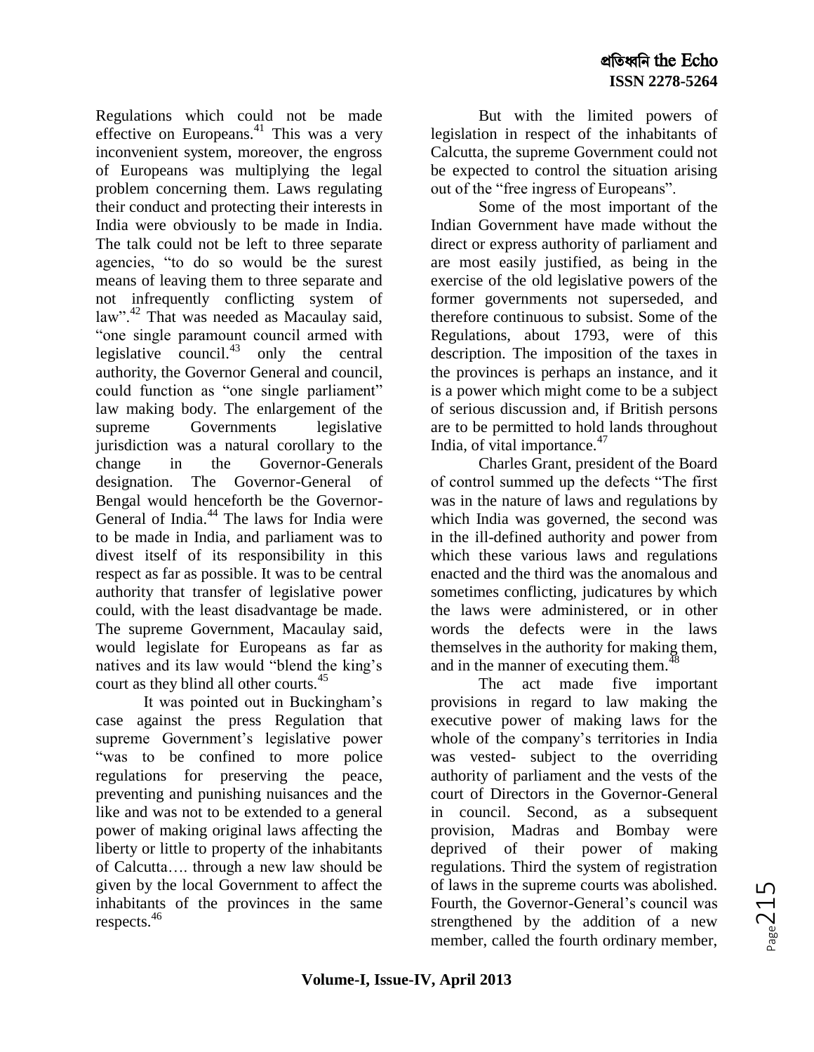Regulations which could not be made effective on Europeans.[41] This was a very inconvenient system, moreover, the engross of Europeans was multiplying the legal problem concerning them. Laws regulating their conduct and protecting their interests in India were obviously to be made in India. The talk could not be left to three separate agencies, "to do so would be the surest means of leaving them to three separate and not infrequently conflicting system of law".[42] That was needed as Macaulay said, "one single paramount council armed with legislative council.[43] only the central authority, the Governor General and council, could function as "one single parliament" law making body. The enlargement of the supreme Governments legislative jurisdiction was a natural corollary to the change in the Governor-Generals designation. The Governor-General of Bengal would henceforth be the Governor-General of India.[44] The laws for India were to be made in India, and parliament was to divest itself of its responsibility in this respect as far as possible. It was to be central authority that transfer of legislative power could, with the least disadvantage be made. The supreme Government, Macaulay said, would legislate for Europeans as far as natives and its law would "blend the king's court as they blind all other courts.[45]

It was pointed out in Buckingham's case against the press Regulation that supreme Government's legislative power "was to be confined to more police regulations for preserving the peace, preventing and punishing nuisances and the like and was not to be extended to a general power of making original laws affecting the liberty or little to property of the inhabitants of Calcutta…. through a new law should be given by the local Government to affect the inhabitants of the provinces in the same respects.[46]

But with the limited powers of legislation in respect of the inhabitants of Calcutta, the supreme Government could not be expected to control the situation arising out of the "free ingress of Europeans".

Some of the most important of the Indian Government have made without the direct or express authority of parliament and are most easily justified, as being in the exercise of the old legislative powers of the former governments not superseded, and therefore continuous to subsist. Some of the Regulations, about 1793, were of this description. The imposition of the taxes in the provinces is perhaps an instance, and it is a power which might come to be a subject of serious discussion and, if British persons are to be permitted to hold lands throughout India, of vital importance.[47]

Charles Grant, president of the Board of control summed up the defects "The first was in the nature of laws and regulations by which India was governed, the second was in the ill-defined authority and power from which these various laws and regulations enacted and the third was the anomalous and sometimes conflicting, judicatures by which the laws were administered, or in other words the defects were in the laws themselves in the authority for making them, and in the manner of executing them.[48]

The act made five important provisions in regard to law making the executive power of making laws for the whole of the company's territories in India was vested- subject to the overriding authority of parliament and the vests of the court of Directors in the Governor-General in council. Second, as a subsequent provision, Madras and Bombay were deprived of their power of making regulations. Third the system of registration of laws in the supreme courts was abolished. Fourth, the Governor-General's council was strengthened by the addition of a new member, called the fourth ordinary member,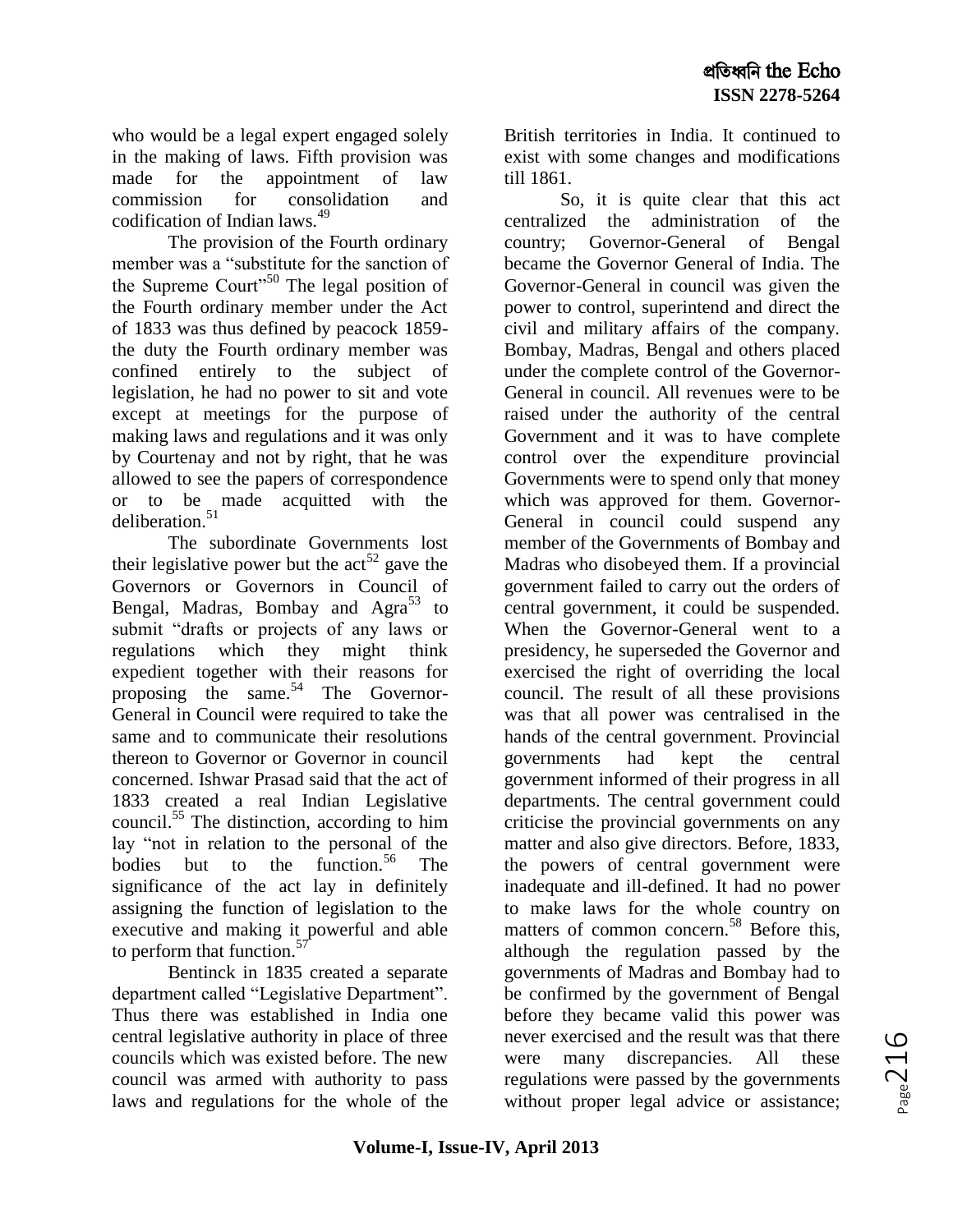who would be a legal expert engaged solely in the making of laws. Fifth provision was made for the appointment of law commission for consolidation and codification of Indian laws.[49]

The provision of the Fourth ordinary member was a "substitute for the sanction of the Supreme Court"[50] The legal position of the Fourth ordinary member under the Act of 1833 was thus defined by peacock 1859- the duty the Fourth ordinary member was confined entirely to the subject of legislation, he had no power to sit and vote except at meetings for the purpose of making laws and regulations and it was only by Courtenay and not by right, that he was allowed to see the papers of correspondence or to be made acquitted with the deliberation.[51]

The subordinate Governments lost their legislative power but the act[52] gave the Governors or Governors in Council of Bengal, Madras, Bombay and Agra[53] to submit "drafts or projects of any laws or regulations which they might think expedient together with their reasons for proposing the same.[54] The Governor-General in Council were required to take the same and to communicate their resolutions thereon to Governor or Governor in council concerned. Ishwar Prasad said that the act of 1833 created a real Indian Legislative council.[55] The distinction, according to him lay "not in relation to the personal of the bodies but to the function.[56] The significance of the act lay in definitely assigning the function of legislation to the executive and making it powerful and able to perform that function.[57]

Bentinck in 1835 created a separate department called "Legislative Department". Thus there was established in India one central legislative authority in place of three councils which was existed before. The new council was armed with authority to pass laws and regulations for the whole of the British territories in India. It continued to exist with some changes and modifications till 1861.

So, it is quite clear that this act centralized the administration of the country; Governor-General of Bengal became the Governor General of India. The Governor-General in council was given the power to control, superintend and direct the civil and military affairs of the company. Bombay, Madras, Bengal and others placed under the complete control of the Governor-General in council. All revenues were to be raised under the authority of the central Government and it was to have complete control over the expenditure provincial Governments were to spend only that money which was approved for them. Governor-General in council could suspend any member of the Governments of Bombay and Madras who disobeyed them. If a provincial government failed to carry out the orders of central government, it could be suspended. When the Governor-General went to a presidency, he superseded the Governor and exercised the right of overriding the local council. The result of all these provisions was that all power was centralised in the hands of the central government. Provincial governments had kept the central government informed of their progress in all departments. The central government could criticise the provincial governments on any matter and also give directors. Before, 1833, the powers of central government were inadequate and ill-defined. It had no power to make laws for the whole country on matters of common concern.[58] Before this, although the regulation passed by the governments of Madras and Bombay had to be confirmed by the government of Bengal before they became valid this power was never exercised and the result was that there were many discrepancies. All these regulations were passed by the governments without proper legal advice or assistance;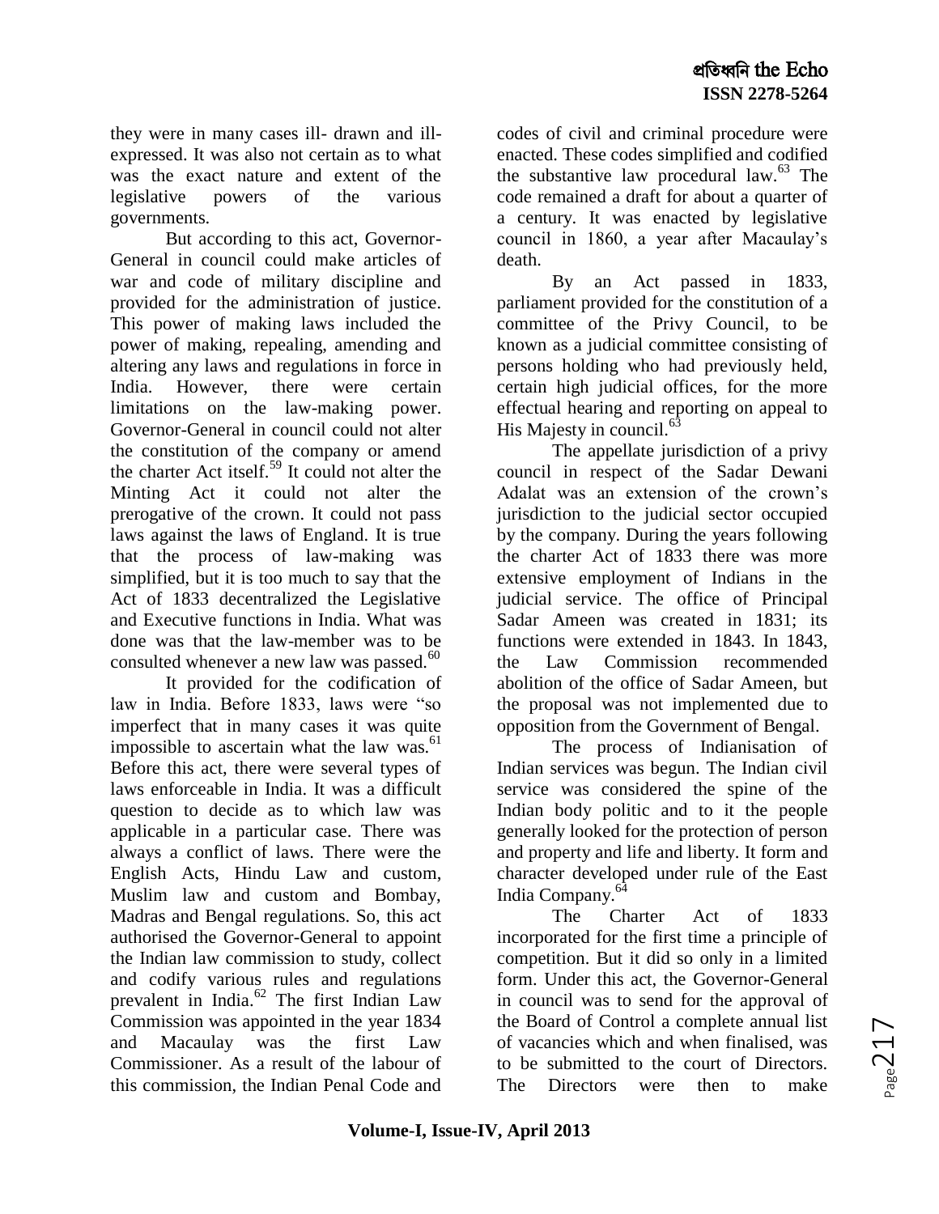they were in many cases ill- drawn and ill-expressed. It was also not certain as to what was the exact nature and extent of the legislative powers of the various governments.

But according to this act, Governor-General in council could make articles of war and code of military discipline and provided for the administration of justice. This power of making laws included the power of making, repealing, amending and altering any laws and regulations in force in India. However, there were certain limitations on the law-making power. Governor-General in council could not alter the constitution of the company or amend the charter Act itself.[59] It could not alter the Minting Act it could not alter the prerogative of the crown. It could not pass laws against the laws of England. It is true that the process of law-making was simplified, but it is too much to say that the Act of 1833 decentralized the Legislative and Executive functions in India. What was done was that the law-member was to be consulted whenever a new law was passed.[60]

It provided for the codification of law in India. Before 1833, laws were "so imperfect that in many cases it was quite impossible to ascertain what the law was.[61] Before this act, there were several types of laws enforceable in India. It was a difficult question to decide as to which law was applicable in a particular case. There was always a conflict of laws. There were the English Acts, Hindu Law and custom, Muslim law and custom and Bombay, Madras and Bengal regulations. So, this act authorised the Governor-General to appoint the Indian law commission to study, collect and codify various rules and regulations prevalent in India.[62] The first Indian Law Commission was appointed in the year 1834 and Macaulay was the first Law Commissioner. As a result of the labour of this commission, the Indian Penal Code and codes of civil and criminal procedure were enacted. These codes simplified and codified the substantive law procedural law.[63] The code remained a draft for about a quarter of a century. It was enacted by legislative council in 1860, a year after Macaulay's death.

By an Act passed in 1833, parliament provided for the constitution of a committee of the Privy Council, to be known as a judicial committee consisting of persons holding who had previously held, certain high judicial offices, for the more effectual hearing and reporting on appeal to His Majesty in council.[63]

The appellate jurisdiction of a privy council in respect of the Sadar Dewani Adalat was an extension of the crown's jurisdiction to the judicial sector occupied by the company. During the years following the charter Act of 1833 there was more extensive employment of Indians in the judicial service. The office of Principal Sadar Ameen was created in 1831; its functions were extended in 1843. In 1843, the Law Commission recommended abolition of the office of Sadar Ameen, but the proposal was not implemented due to opposition from the Government of Bengal.

The process of Indianisation of Indian services was begun. The Indian civil service was considered the spine of the Indian body politic and to it the people generally looked for the protection of person and property and life and liberty. It form and character developed under rule of the East India Company.[64]

The Charter Act of 1833 incorporated for the first time a principle of competition. But it did so only in a limited form. Under this act, the Governor-General in council was to send for the approval of the Board of Control a complete annual list of vacancies which and when finalised, was to be submitted to the court of Directors. The Directors were then to make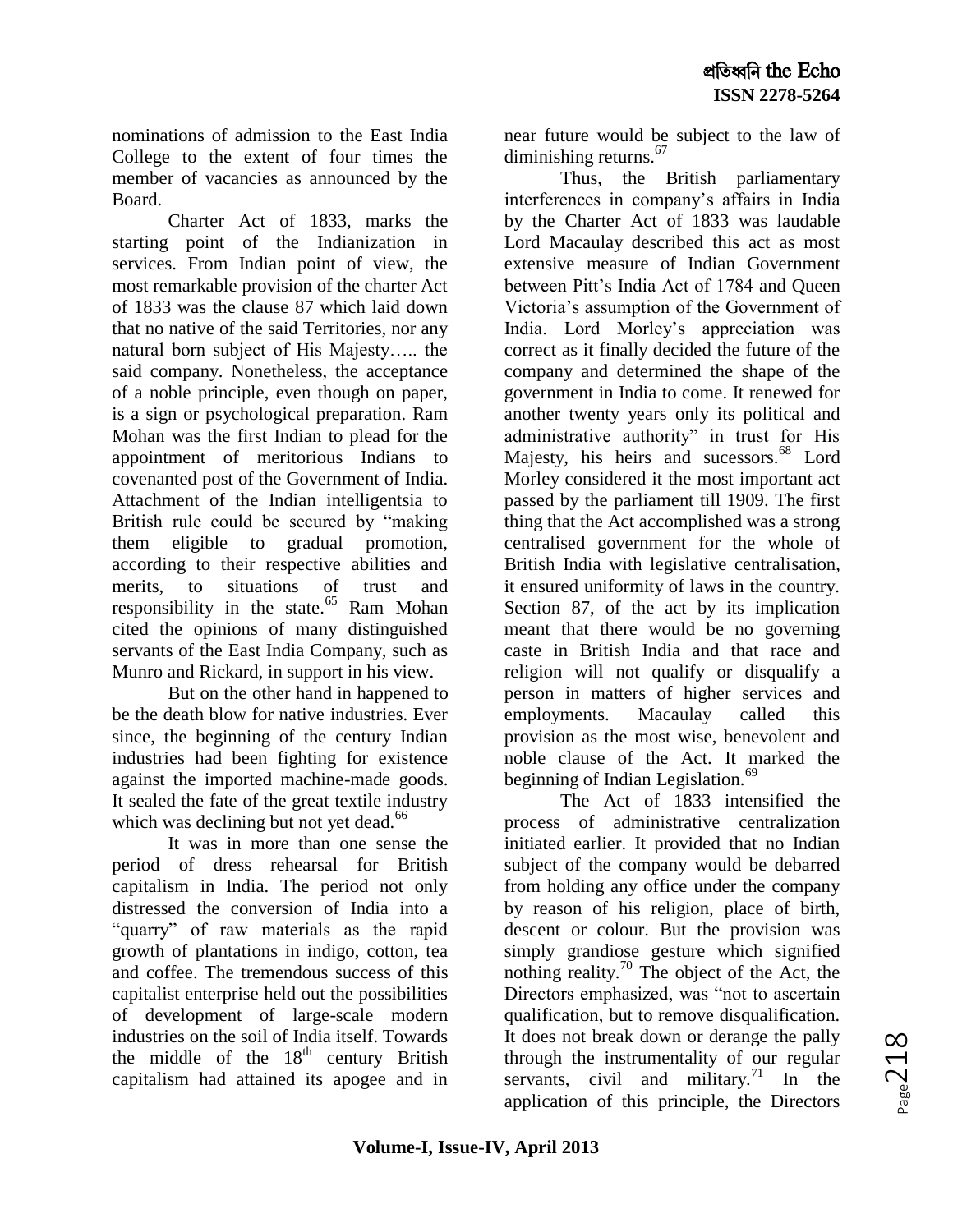nominations of admission to the East India College to the extent of four times the member of vacancies as announced by the Board.

Charter Act of 1833, marks the starting point of the Indianization in services. From Indian point of view, the most remarkable provision of the charter Act of 1833 was the clause 87 which laid down that no native of the said Territories, nor any natural born subject of His Majesty….. the said company. Nonetheless, the acceptance of a noble principle, even though on paper, is a sign or psychological preparation. Ram Mohan was the first Indian to plead for the appointment of meritorious Indians to covenanted post of the Government of India. Attachment of the Indian intelligentsia to British rule could be secured by "making them eligible to gradual promotion, according to their respective abilities and merits, to situations of trust and responsibility in the state.[65] Ram Mohan cited the opinions of many distinguished servants of the East India Company, such as Munro and Rickard, in support in his view.

But on the other hand in happened to be the death blow for native industries. Ever since, the beginning of the century Indian industries had been fighting for existence against the imported machine-made goods. It sealed the fate of the great textile industry which was declining but not yet dead.[66]

It was in more than one sense the period of dress rehearsal for British capitalism in India. The period not only distressed the conversion of India into a "quarry" of raw materials as the rapid growth of plantations in indigo, cotton, tea and coffee. The tremendous success of this capitalist enterprise held out the possibilities of development of large-scale modern industries on the soil of India itself. Towards the middle of the 18th century British capitalism had attained its apogee and in near future would be subject to the law of diminishing returns.[67]

Thus, the British parliamentary interferences in company's affairs in India by the Charter Act of 1833 was laudable Lord Macaulay described this act as most extensive measure of Indian Government between Pitt's India Act of 1784 and Queen Victoria's assumption of the Government of India. Lord Morley's appreciation was correct as it finally decided the future of the company and determined the shape of the government in India to come. It renewed for another twenty years only its political and administrative authority" in trust for His Majesty, his heirs and sucessors.[68] Lord Morley considered it the most important act passed by the parliament till 1909. The first thing that the Act accomplished was a strong centralised government for the whole of British India with legislative centralisation, it ensured uniformity of laws in the country. Section 87, of the act by its implication meant that there would be no governing caste in British India and that race and religion will not qualify or disqualify a person in matters of higher services and employments. Macaulay called this provision as the most wise, benevolent and noble clause of the Act. It marked the beginning of Indian Legislation.[69]

The Act of 1833 intensified the process of administrative centralization initiated earlier. It provided that no Indian subject of the company would be debarred from holding any office under the company by reason of his religion, place of birth, descent or colour. But the provision was simply grandiose gesture which signified nothing reality.[70] The object of the Act, the Directors emphasized, was "not to ascertain qualification, but to remove disqualification. It does not break down or derange the pally through the instrumentality of our regular servants, civil and military.[71] In the application of this principle, the Directors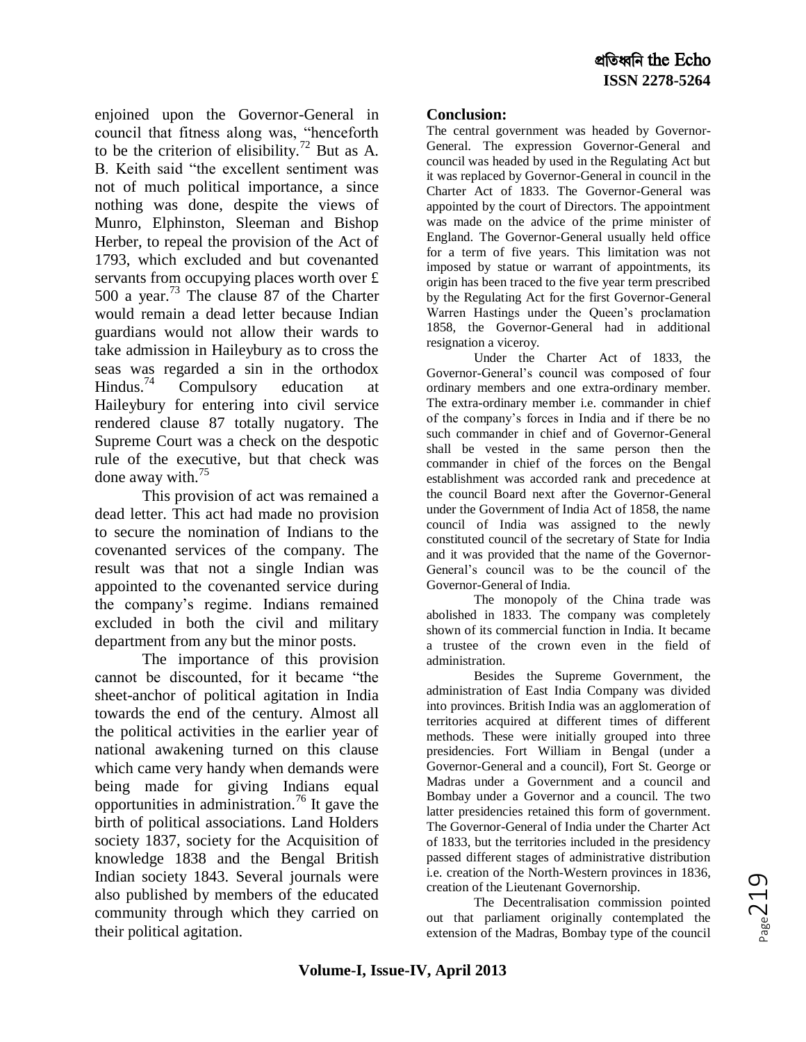enjoined upon the Governor-General in council that fitness along was, "henceforth to be the criterion of elisibility.[72] But as A. B. Keith said "the excellent sentiment was not of much political importance, a since nothing was done, despite the views of Munro, Elphinston, Sleeman and Bishop Herber, to repeal the provision of the Act of 1793, which excluded and but covenanted servants from occupying places worth over £ 500 a year.[73] The clause 87 of the Charter would remain a dead letter because Indian guardians would not allow their wards to take admission in Haileybury as to cross the seas was regarded a sin in the orthodox Hindus.[74] Compulsory education at Haileybury for entering into civil service rendered clause 87 totally nugatory. The Supreme Court was a check on the despotic rule of the executive, but that check was done away with.[75]

This provision of act was remained a dead letter. This act had made no provision to secure the nomination of Indians to the covenanted services of the company. The result was that not a single Indian was appointed to the covenanted service during the company's regime. Indians remained excluded in both the civil and military department from any but the minor posts.

The importance of this provision cannot be discounted, for it became "the sheet-anchor of political agitation in India towards the end of the century. Almost all the political activities in the earlier year of national awakening turned on this clause which came very handy when demands were being made for giving Indians equal opportunities in administration.[76] It gave the birth of political associations. Land Holders society 1837, society for the Acquisition of knowledge 1838 and the Bengal British Indian society 1843. Several journals were also published by members of the educated community through which they carried on their political agitation.

## Conclusion:

The central government was headed by Governor-General. The expression Governor-General and council was headed by used in the Regulating Act but it was replaced by Governor-General in council in the Charter Act of 1833. The Governor-General was appointed by the court of Directors. The appointment was made on the advice of the prime minister of England. The Governor-General usually held office for a term of five years. This limitation was not imposed by statue or warrant of appointments, its origin has been traced to the five year term prescribed by the Regulating Act for the first Governor-General Warren Hastings under the Queen's proclamation 1858, the Governor-General had in additional resignation a viceroy.

Under the Charter Act of 1833, the Governor-General's council was composed of four ordinary members and one extra-ordinary member. The extra-ordinary member i.e. commander in chief of the company's forces in India and if there be no such commander in chief and of Governor-General shall be vested in the same person then the commander in chief of the forces on the Bengal establishment was accorded rank and precedence at the council Board next after the Governor-General under the Government of India Act of 1858, the name council of India was assigned to the newly constituted council of the secretary of State for India and it was provided that the name of the Governor-General's council was to be the council of the Governor-General of India.

The monopoly of the China trade was abolished in 1833. The company was completely shown of its commercial function in India. It became a trustee of the crown even in the field of administration.

Besides the Supreme Government, the administration of East India Company was divided into provinces. British India was an agglomeration of territories acquired at different times of different methods. These were initially grouped into three presidencies. Fort William in Bengal (under a Governor-General and a council), Fort St. George or Madras under a Government and a council and Bombay under a Governor and a council. The two latter presidencies retained this form of government. The Governor-General of India under the Charter Act of 1833, but the territories included in the presidency passed different stages of administrative distribution i.e. creation of the North-Western provinces in 1836, creation of the Lieutenant Governorship.

The Decentralisation commission pointed out that parliament originally contemplated the extension of the Madras, Bombay type of the council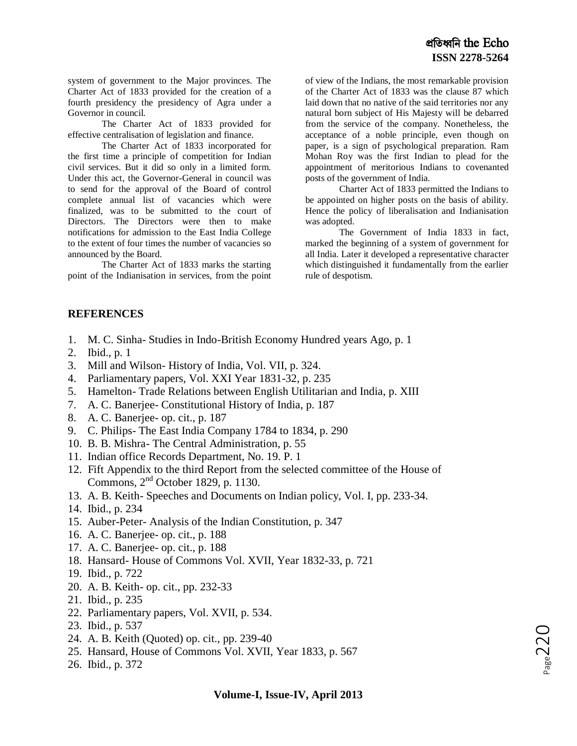system of government to the Major provinces. The Charter Act of 1833 provided for the creation of a fourth presidency the presidency of Agra under a Governor in council.

The Charter Act of 1833 provided for effective centralisation of legislation and finance.

The Charter Act of 1833 incorporated for the first time a principle of competition for Indian civil services. But it did so only in a limited form. Under this act, the Governor-General in council was to send for the approval of the Board of control complete annual list of vacancies which were finalized, was to be submitted to the court of Directors. The Directors were then to make notifications for admission to the East India College to the extent of four times the number of vacancies so announced by the Board.

The Charter Act of 1833 marks the starting point of the Indianisation in services, from the point of view of the Indians, the most remarkable provision of the Charter Act of 1833 was the clause 87 which laid down that no native of the said territories nor any natural born subject of His Majesty will be debarred from the service of the company. Nonetheless, the acceptance of a noble principle, even though on paper, is a sign of psychological preparation. Ram Mohan Roy was the first Indian to plead for the appointment of meritorious Indians to covenanted posts of the government of India.

Charter Act of 1833 permitted the Indians to be appointed on higher posts on the basis of ability. Hence the policy of liberalisation and Indianisation was adopted.

The Government of India 1833 in fact, marked the beginning of a system of government for all India. Later it developed a representative character which distinguished it fundamentally from the earlier rule of despotism.

## REFERENCES

1. M. C. Sinha- Studies in Indo-British Economy Hundred years Ago, p. 1
2. Ibid., p. 1
3. Mill and Wilson- History of India, Vol. VII, p. 324.
4. Parliamentary papers, Vol. XXI Year 1831-32, p. 235
5. Hamelton- Trade Relations between English Utilitarian and India, p. XIII
7. A. C. Banerjee- Constitutional History of India, p. 187
8. A. C. Banerjee- op. cit., p. 187
9. C. Philips- The East India Company 1784 to 1834, p. 290
10. B. B. Mishra- The Central Administration, p. 55
11. Indian office Records Department, No. 19. P. 1
12. Fift Appendix to the third Report from the selected committee of the House of Commons, 2nd October 1829, p. 1130.
13. A. B. Keith- Speeches and Documents on Indian policy, Vol. I, pp. 233-34.
14. Ibid., p. 234
15. Auber-Peter- Analysis of the Indian Constitution, p. 347
16. A. C. Banerjee- op. cit., p. 188
17. A. C. Banerjee- op. cit., p. 188
18. Hansard- House of Commons Vol. XVII, Year 1832-33, p. 721
19. Ibid., p. 722
20. A. B. Keith- op. cit., pp. 232-33
21. Ibid., p. 235
22. Parliamentary papers, Vol. XVII, p. 534.
23. Ibid., p. 537
24. A. B. Keith (Quoted) op. cit., pp. 239-40
25. Hansard, House of Commons Vol. XVII, Year 1833, p. 567
26. Ibid., p. 372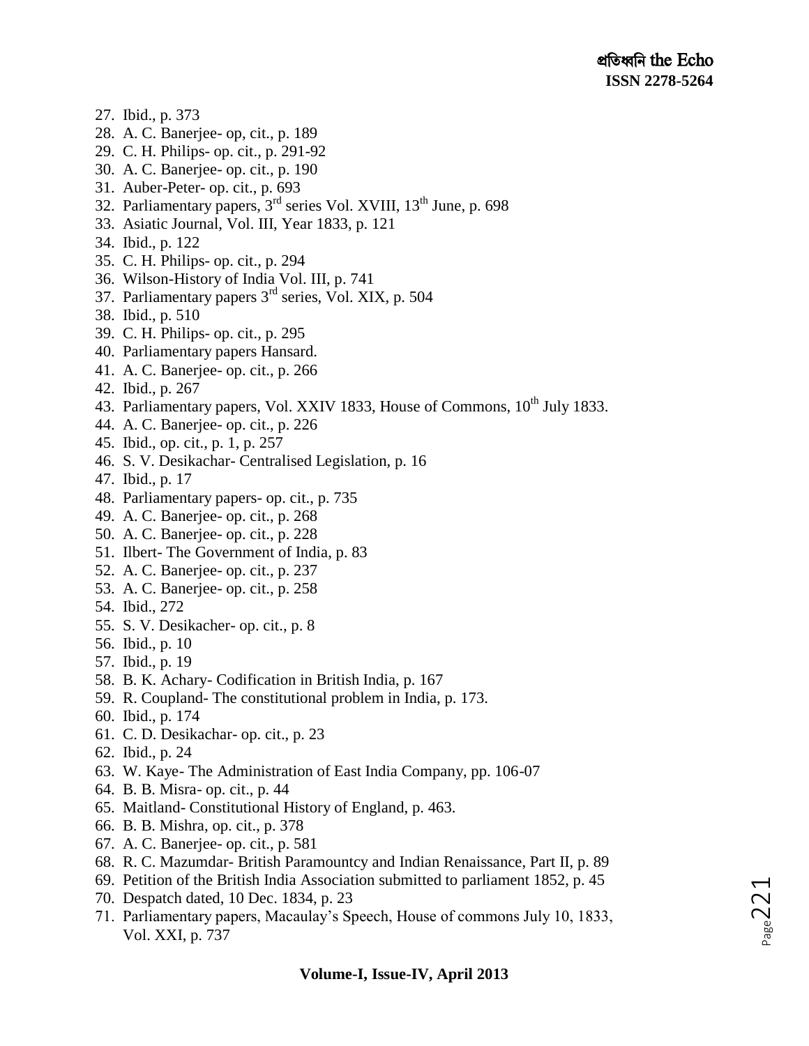27. Ibid., p. 373
28. A. C. Banerjee- op, cit., p. 189
29. C. H. Philips- op. cit., p. 291-92
30. A. C. Banerjee- op. cit., p. 190
31. Auber-Peter- op. cit., p. 693
32. Parliamentary papers, 3rd series Vol. XVIII, 13th June, p. 698
33. Asiatic Journal, Vol. III, Year 1833, p. 121
34. Ibid., p. 122
35. C. H. Philips- op. cit., p. 294
36. Wilson-History of India Vol. III, p. 741
37. Parliamentary papers 3rd series, Vol. XIX, p. 504
38. Ibid., p. 510
39. C. H. Philips- op. cit., p. 295
40. Parliamentary papers Hansard.
41. A. C. Banerjee- op. cit., p. 266
42. Ibid., p. 267
43. Parliamentary papers, Vol. XXIV 1833, House of Commons, 10th July 1833.
44. A. C. Banerjee- op. cit., p. 226
45. Ibid., op. cit., p. 1, p. 257
46. S. V. Desikachar- Centralised Legislation, p. 16
47. Ibid., p. 17
48. Parliamentary papers- op. cit., p. 735
49. A. C. Banerjee- op. cit., p. 268
50. A. C. Banerjee- op. cit., p. 228
51. Ilbert- The Government of India, p. 83
52. A. C. Banerjee- op. cit., p. 237
53. A. C. Banerjee- op. cit., p. 258
54. Ibid., 272
55. S. V. Desikacher- op. cit., p. 8
56. Ibid., p. 10
57. Ibid., p. 19
58. B. K. Achary- Codification in British India, p. 167
59. R. Coupland- The constitutional problem in India, p. 173.
60. Ibid., p. 174
61. C. D. Desikachar- op. cit., p. 23
62. Ibid., p. 24
63. W. Kaye- The Administration of East India Company, pp. 106-07
64. B. B. Misra- op. cit., p. 44
65. Maitland- Constitutional History of England, p. 463.
66. B. B. Mishra, op. cit., p. 378
67. A. C. Banerjee- op. cit., p. 581
68. R. C. Mazumdar- British Paramountcy and Indian Renaissance, Part II, p. 89
69. Petition of the British India Association submitted to parliament 1852, p. 45
70. Despatch dated, 10 Dec. 1834, p. 23
71. Parliamentary papers, Macaulay's Speech, House of commons July 10, 1833, Vol. XXI, p. 737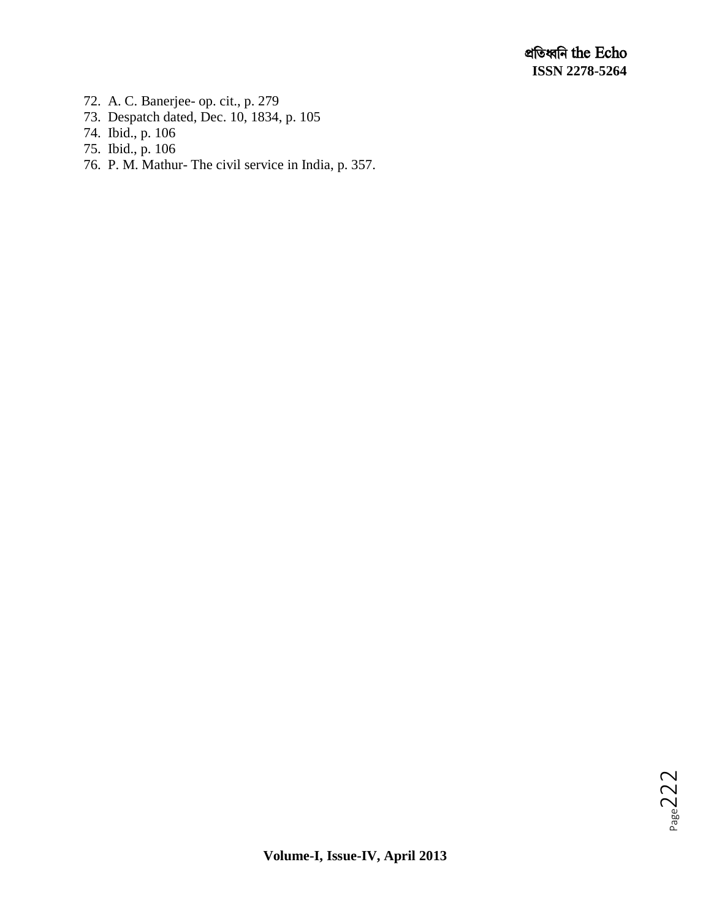72. A. C. Banerjee- op. cit., p. 279
73. Despatch dated, Dec. 10, 1834, p. 105
74. Ibid., p. 106
75. Ibid., p. 106
76. P. M. Mathur- The civil service in India, p. 357.